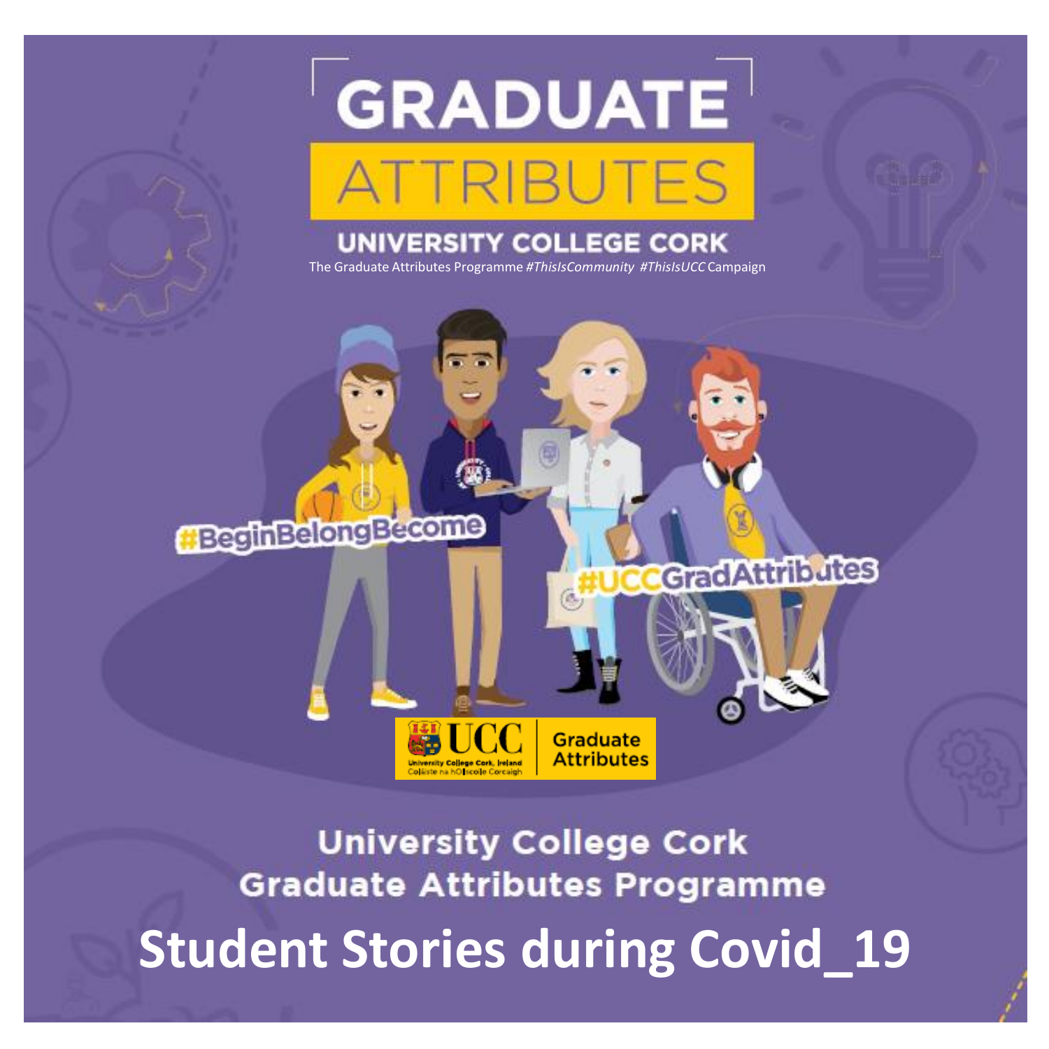# GRADUATE ATTRIBUTES

## UNIVERSITY COLLEGE CORK

The Graduate Attributes Programme *#ThisIsCommunity #ThisIsUCC* Campaign

#BeginBelongBecome

#UCCGradAttributes

UCC University College Cork, Ireland Coláiste na hOllscoile Corcaigh | Graduate Attributes

## University College Cork Graduate Attributes Programme

# Student Stories during Covid_19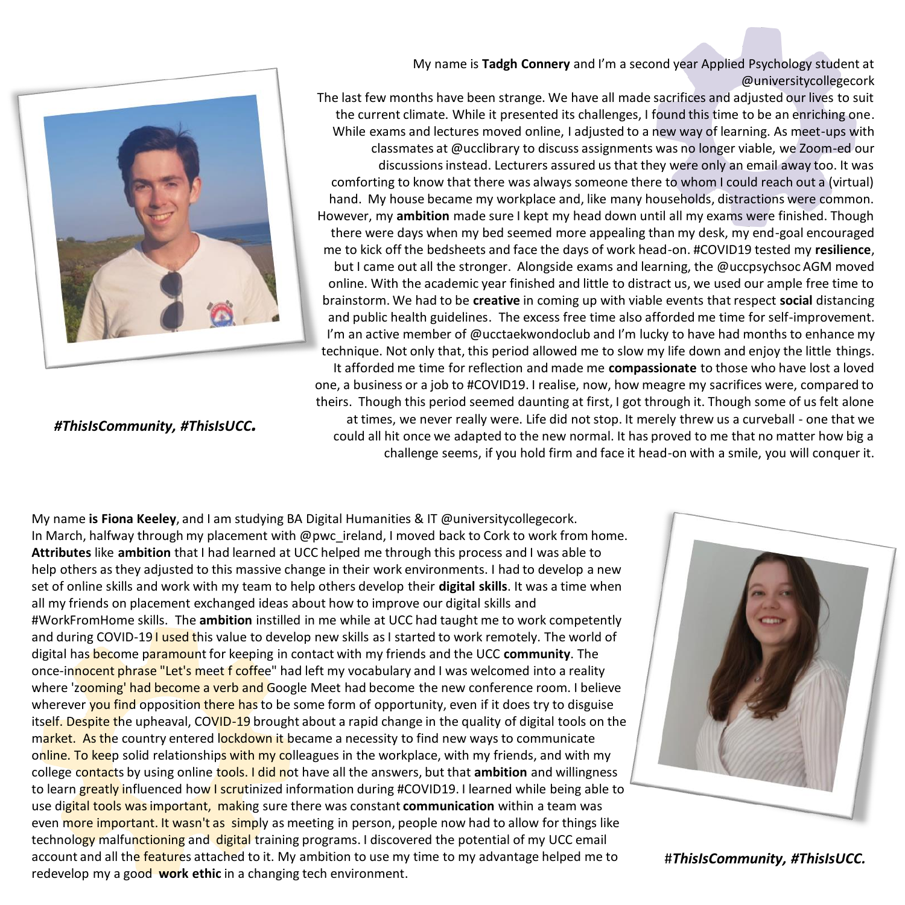My name is **Tadgh Connery** and I'm a second year Applied Psychology student at @universitycollegecork

The last few months have been strange. We have all made sacrifices and adjusted our lives to suit the current climate. While it presented its challenges, I found this time to be an enriching one. While exams and lectures moved online, I adjusted to a new way of learning. As meet-ups with classmates at @ucclibrary to discuss assignments was no longer viable, we Zoom-ed our discussions instead. Lecturers assured us that they were only an email away too. It was comforting to know that there was always someone there to whom I could reach out a (virtual) hand. My house became my workplace and, like many households, distractions were common. However, my **ambition** made sure I kept my head down until all my exams were finished. Though there were days when my bed seemed more appealing than my desk, my end-goal encouraged me to kick off the bedsheets and face the days of work head-on. #COVID19 tested my **resilience**, but I came out all the stronger. Alongside exams and learning, the @uccpsychsoc AGM moved online. With the academic year finished and little to distract us, we used our ample free time to brainstorm. We had to be **creative** in coming up with viable events that respect **social** distancing and public health guidelines. The excess free time also afforded me time for self-improvement. I'm an active member of @ucctaekwondoclub and I'm lucky to have had months to enhance my technique. Not only that, this period allowed me to slow my life down and enjoy the little things. It afforded me time for reflection and made me **compassionate** to those who have lost a loved one, a business or a job to #COVID19. I realise, now, how meagre my sacrifices were, compared to theirs. Though this period seemed daunting at first, I got through it. Though some of us felt alone at times, we never really were. Life did not stop. It merely threw us a curveball - one that we could all hit once we adapted to the new normal. It has proved to me that no matter how big a challenge seems, if you hold firm and face it head-on with a smile, you will conquer it.

***#ThisIsCommunity, #ThisIsUCC.***

My name **is Fiona Keeley**, and I am studying BA Digital Humanities & IT @universitycollegecork. In March, halfway through my placement with @pwc_ireland, I moved back to Cork to work from home. **Attributes** like **ambition** that I had learned at UCC helped me through this process and I was able to help others as they adjusted to this massive change in their work environments. I had to develop a new set of online skills and work with my team to help others develop their **digital skills**. It was a time when all my friends on placement exchanged ideas about how to improve our digital skills and #WorkFromHome skills. The **ambition** instilled in me while at UCC had taught me to work competently and during COVID-19 I used this value to develop new skills as I started to work remotely. The world of digital has become paramount for keeping in contact with my friends and the UCC **community**. The once-innocent phrase "Let's meet f coffee" had left my vocabulary and I was welcomed into a reality where 'zooming' had become a verb and Google Meet had become the new conference room. I believe wherever you find opposition there has to be some form of opportunity, even if it does try to disguise itself. Despite the upheaval, COVID-19 brought about a rapid change in the quality of digital tools on the market. As the country entered lockdown it became a necessity to find new ways to communicate online. To keep solid relationships with my colleagues in the workplace, with my friends, and with my college contacts by using online tools. I did not have all the answers, but that **ambition** and willingness to learn greatly influenced how I scrutinized information during #COVID19. I learned while being able to use digital tools was important, making sure there was constant **communication** within a team was even more important. It wasn't as simply as meeting in person, people now had to allow for things like technology malfunctioning and digital training programs. I discovered the potential of my UCC email account and all the features attached to it. My ambition to use my time to my advantage helped me to redevelop my a good **work ethic** in a changing tech environment.

#***ThisIsCommunity, #ThisIsUCC.***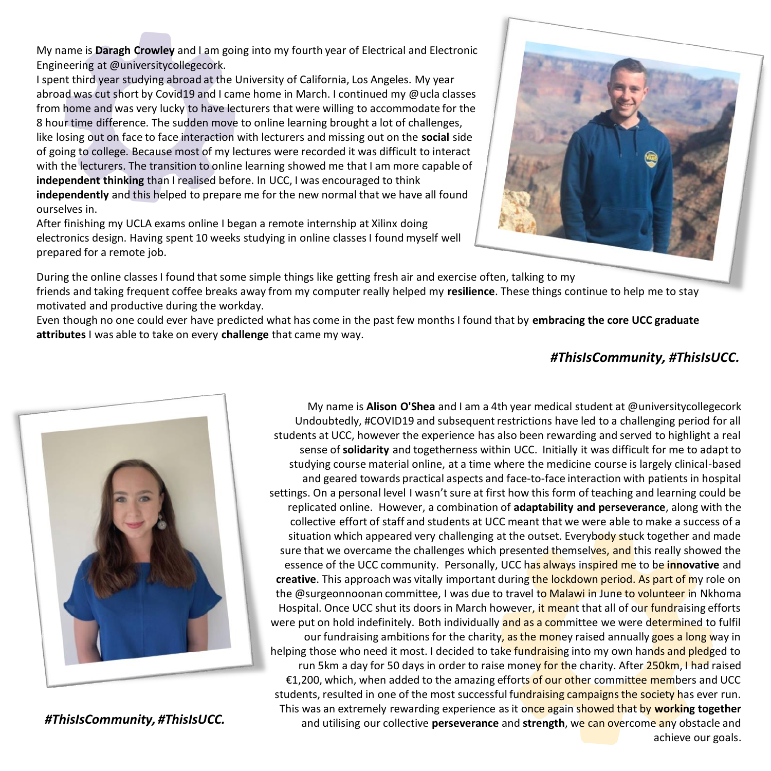My name is **Daragh Crowley** and I am going into my fourth year of Electrical and Electronic Engineering at @universitycollegecork.

I spent third year studying abroad at the University of California, Los Angeles. My year abroad was cut short by Covid19 and I came home in March. I continued my @ucla classes from home and was very lucky to have lecturers that were willing to accommodate for the 8 hour time difference. The sudden move to online learning brought a lot of challenges, like losing out on face to face interaction with lecturers and missing out on the **social** side of going to college. Because most of my lectures were recorded it was difficult to interact with the lecturers. The transition to online learning showed me that I am more capable of **independent thinking** than I realised before. In UCC, I was encouraged to think **independently** and this helped to prepare me for the new normal that we have all found ourselves in.

After finishing my UCLA exams online I began a remote internship at Xilinx doing electronics design. Having spent 10 weeks studying in online classes I found myself well prepared for a remote job.

During the online classes I found that some simple things like getting fresh air and exercise often, talking to my friends and taking frequent coffee breaks away from my computer really helped my **resilience**. These things continue to help me to stay motivated and productive during the workday.

Even though no one could ever have predicted what has come in the past few months I found that by **embracing the core UCC graduate attributes** I was able to take on every **challenge** that came my way.

***#ThisIsCommunity, #ThisIsUCC.***

My name is **Alison O'Shea** and I am a 4th year medical student at @universitycollegecork Undoubtedly, #COVID19 and subsequent restrictions have led to a challenging period for all students at UCC, however the experience has also been rewarding and served to highlight a real sense of **solidarity** and togetherness within UCC. Initially it was difficult for me to adapt to studying course material online, at a time where the medicine course is largely clinical-based and geared towards practical aspects and face-to-face interaction with patients in hospital settings. On a personal level I wasn't sure at first how this form of teaching and learning could be replicated online. However, a combination of **adaptability and perseverance**, along with the collective effort of staff and students at UCC meant that we were able to make a success of a situation which appeared very challenging at the outset. Everybody stuck together and made sure that we overcame the challenges which presented themselves, and this really showed the essence of the UCC community. Personally, UCC has always inspired me to be **innovative** and **creative**. This approach was vitally important during the lockdown period. As part of my role on the @surgeonnoonan committee, I was due to travel to Malawi in June to volunteer in Nkhoma Hospital. Once UCC shut its doors in March however, it meant that all of our fundraising efforts were put on hold indefinitely. Both individually and as a committee we were determined to fulfil our fundraising ambitions for the charity, as the money raised annually goes a long way in helping those who need it most. I decided to take fundraising into my own hands and pledged to run 5km a day for 50 days in order to raise money for the charity. After 250km, I had raised €1,200, which, when added to the amazing efforts of our other committee members and UCC students, resulted in one of the most successful fundraising campaigns the society has ever run. This was an extremely rewarding experience as it once again showed that by **working together** and utilising our collective **perseverance** and **strength**, we can overcome any obstacle and achieve our goals.

***#ThisIsCommunity, #ThisIsUCC.***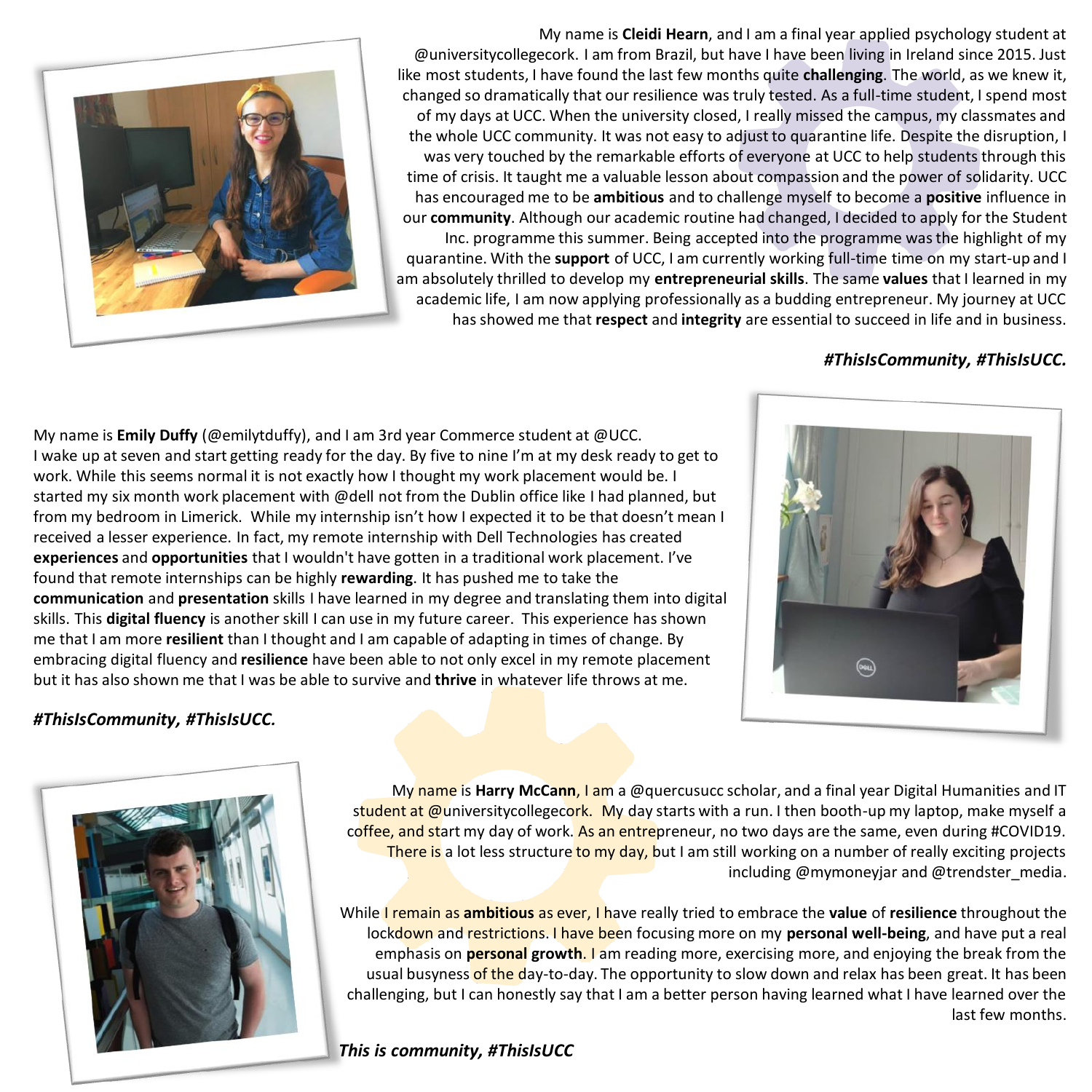My name is **Cleidi Hearn**, and I am a final year applied psychology student at @universitycollegecork. I am from Brazil, but have I have been living in Ireland since 2015. Just like most students, I have found the last few months quite **challenging**. The world, as we knew it, changed so dramatically that our resilience was truly tested. As a full-time student, I spend most of my days at UCC. When the university closed, I really missed the campus, my classmates and the whole UCC community. It was not easy to adjust to quarantine life. Despite the disruption, I was very touched by the remarkable efforts of everyone at UCC to help students through this time of crisis. It taught me a valuable lesson about compassion and the power of solidarity. UCC has encouraged me to be **ambitious** and to challenge myself to become a **positive** influence in our **community**. Although our academic routine had changed, I decided to apply for the Student Inc. programme this summer. Being accepted into the programme was the highlight of my quarantine. With the **support** of UCC, I am currently working full-time time on my start-up and I am absolutely thrilled to develop my **entrepreneurial skills**. The same **values** that I learned in my academic life, I am now applying professionally as a budding entrepreneur. My journey at UCC has showed me that **respect** and **integrity** are essential to succeed in life and in business.

***#ThisIsCommunity, #ThisIsUCC.***

My name is **Emily Duffy** (@emilytduffy), and I am 3rd year Commerce student at @UCC. I wake up at seven and start getting ready for the day. By five to nine I'm at my desk ready to get to work. While this seems normal it is not exactly how I thought my work placement would be. I started my six month work placement with @dell not from the Dublin office like I had planned, but from my bedroom in Limerick. While my internship isn't how I expected it to be that doesn't mean I received a lesser experience. In fact, my remote internship with Dell Technologies has created **experiences** and **opportunities** that I wouldn't have gotten in a traditional work placement. I've found that remote internships can be highly **rewarding**. It has pushed me to take the **communication** and **presentation** skills I have learned in my degree and translating them into digital skills. This **digital fluency** is another skill I can use in my future career. This experience has shown me that I am more **resilient** than I thought and I am capable of adapting in times of change. By embracing digital fluency and **resilience** have been able to not only excel in my remote placement but it has also shown me that I was be able to survive and **thrive** in whatever life throws at me.

***#ThisIsCommunity, #ThisIsUCC.***

My name is **Harry McCann**, I am a @quercusucc scholar, and a final year Digital Humanities and IT student at @universitycollegecork. My day starts with a run. I then booth-up my laptop, make myself a coffee, and start my day of work. As an entrepreneur, no two days are the same, even during #COVID19. There is a lot less structure to my day, but I am still working on a number of really exciting projects including @mymoneyjar and @trendster_media.

While I remain as **ambitious** as ever, I have really tried to embrace the **value** of **resilience** throughout the lockdown and restrictions. I have been focusing more on my **personal well-being**, and have put a real emphasis on **personal growth**. I am reading more, exercising more, and enjoying the break from the usual busyness of the day-to-day. The opportunity to slow down and relax has been great. It has been challenging, but I can honestly say that I am a better person having learned what I have learned over the last few months.

***This is community, #ThisIsUCC***